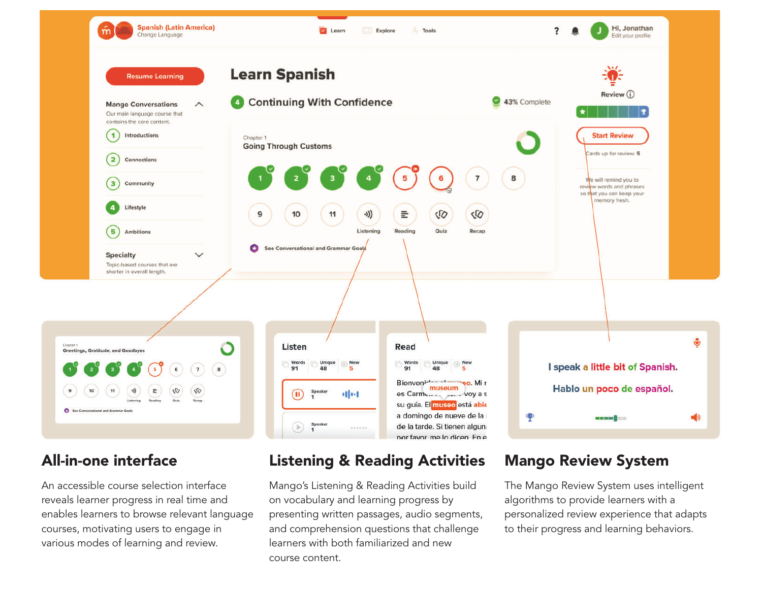## All-in-one interface

An accessible course selection interface reveals learner progress in real time and enables learners to browse relevant language courses, motivating users to engage in various modes of learning and review.

## Listening & Reading Activities

Mango's Listening & Reading Activities build on vocabulary and learning progress by presenting written passages, audio segments, and comprehension questions that challenge learners with both familiarized and new course content.

## Mango Review System

The Mango Review System uses intelligent algorithms to provide learners with a personalized review experience that adapts to their progress and learning behaviors.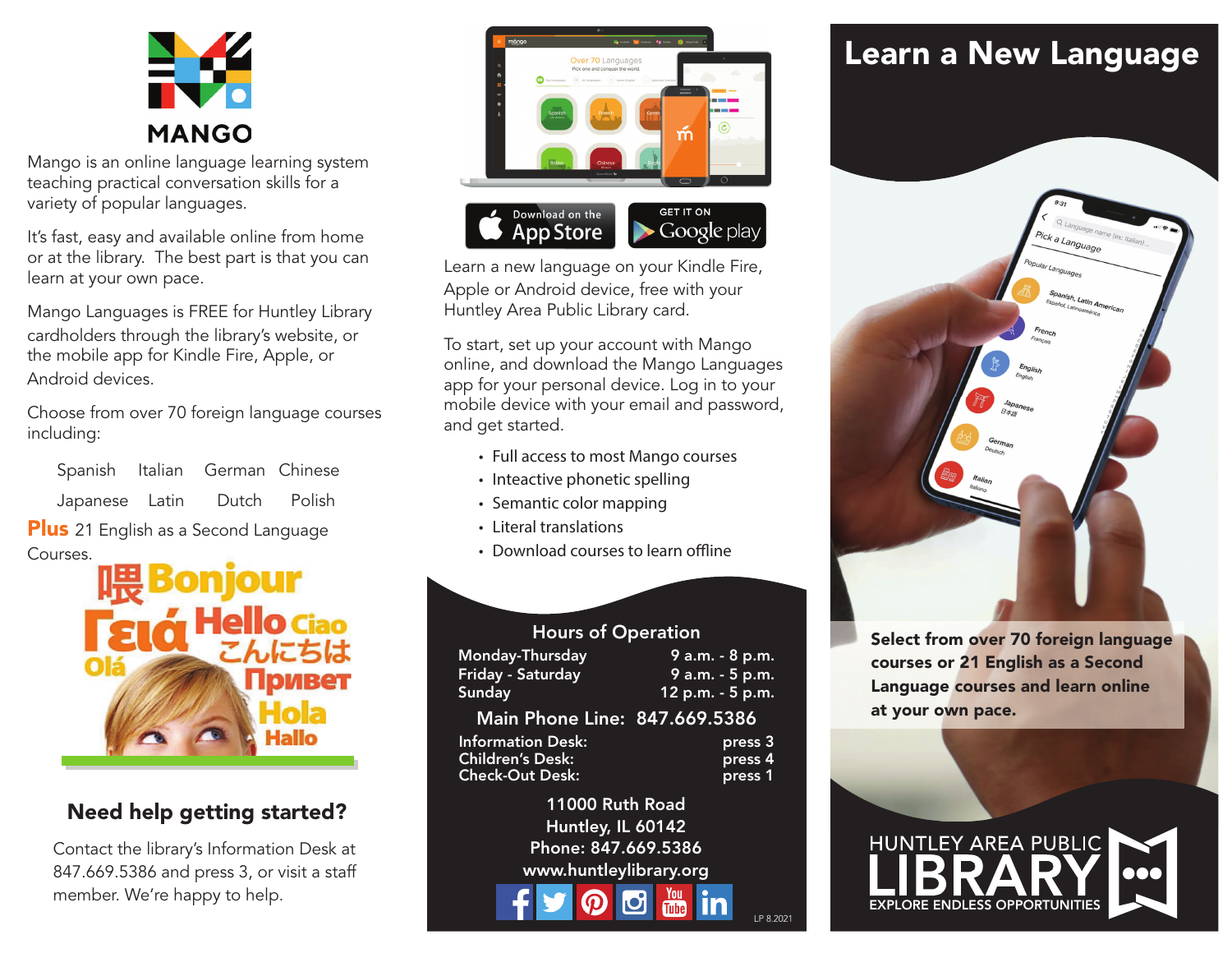# MANGO

Mango is an online language learning system teaching practical conversation skills for a variety of popular languages.

It's fast, easy and available online from home or at the library. The best part is that you can learn at your own pace.

Mango Languages is FREE for Huntley Library cardholders through the library's website, or the mobile app for Kindle Fire, Apple, or Android devices.

Choose from over 70 foreign language courses including:

| | | | |
|---|---|---|---|
| Spanish | Italian | German | Chinese |
| Japanese | Latin | Dutch | Polish |

**Plus** 21 English as a Second Language Courses.

## Need help getting started?

Contact the library's Information Desk at 847.669.5386 and press 3, or visit a staff member. We're happy to help.

Learn a new language on your Kindle Fire, Apple or Android device, free with your Huntley Area Public Library card.

To start, set up your account with Mango online, and download the Mango Languages app for your personal device. Log in to your mobile device with your email and password, and get started.

- Full access to most Mango courses
- Inteactive phonetic spelling
- Semantic color mapping
- Literal translations
- Download courses to learn offline

## Hours of Operation

| | |
|---|---|
| Monday-Thursday | 9 a.m. - 8 p.m. |
| Friday - Saturday | 9 a.m. - 5 p.m. |
| Sunday | 12 p.m. - 5 p.m. |

**Main Phone Line: 847.669.5386**

| | |
|---|---|
| Information Desk: | press 3 |
| Children's Desk: | press 4 |
| Check-Out Desk: | press 1 |

11000 Ruth Road
Huntley, IL 60142
Phone: 847.669.5386
www.huntleylibrary.org

LP 8.2021

# Learn a New Language

**Select from over 70 foreign language courses or 21 English as a Second Language courses and learn online at your own pace.**

HUNTLEY AREA PUBLIC LIBRARY
EXPLORE ENDLESS OPPORTUNITIES